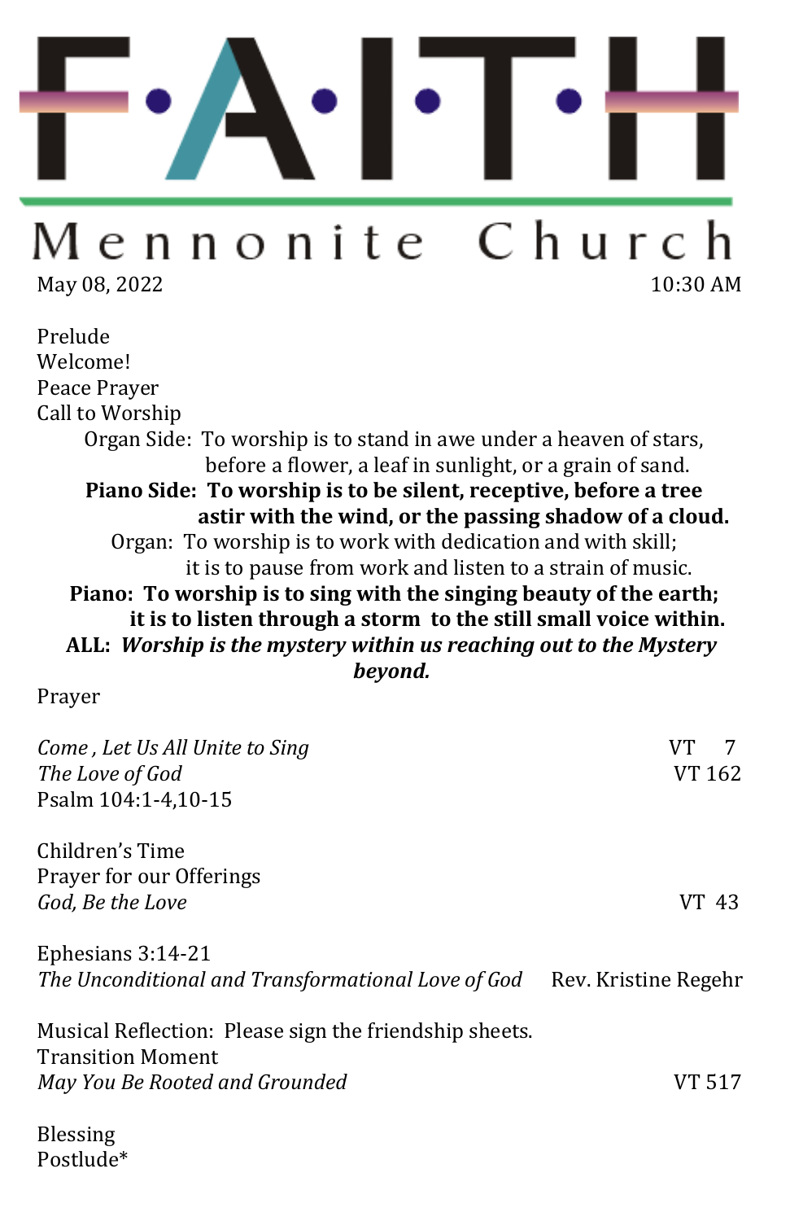# F·A·I·T·H

## Mennonite Church

May 08, 2022 10:30 AM

Prelude
Welcome!
Peace Prayer
Call to Worship

Organ Side: To worship is to stand in awe under a heaven of stars, before a flower, a leaf in sunlight, or a grain of sand.

**Piano Side: To worship is to be silent, receptive, before a tree astir with the wind, or the passing shadow of a cloud.**

Organ: To worship is to work with dedication and with skill; it is to pause from work and listen to a strain of music.

**Piano: To worship is to sing with the singing beauty of the earth; it is to listen through a storm to the still small voice within.**

**ALL: *Worship is the mystery within us reaching out to the Mystery beyond.***

Prayer

*Come , Let Us All Unite to Sing* VT 7
*The Love of God* VT 162
Psalm 104:1-4,10-15

Children's Time
Prayer for our Offerings
*God, Be the Love* VT 43

Ephesians 3:14-21
*The Unconditional and Transformational Love of God* Rev. Kristine Regehr

Musical Reflection: Please sign the friendship sheets.
Transition Moment
*May You Be Rooted and Grounded* VT 517

Blessing
Postlude*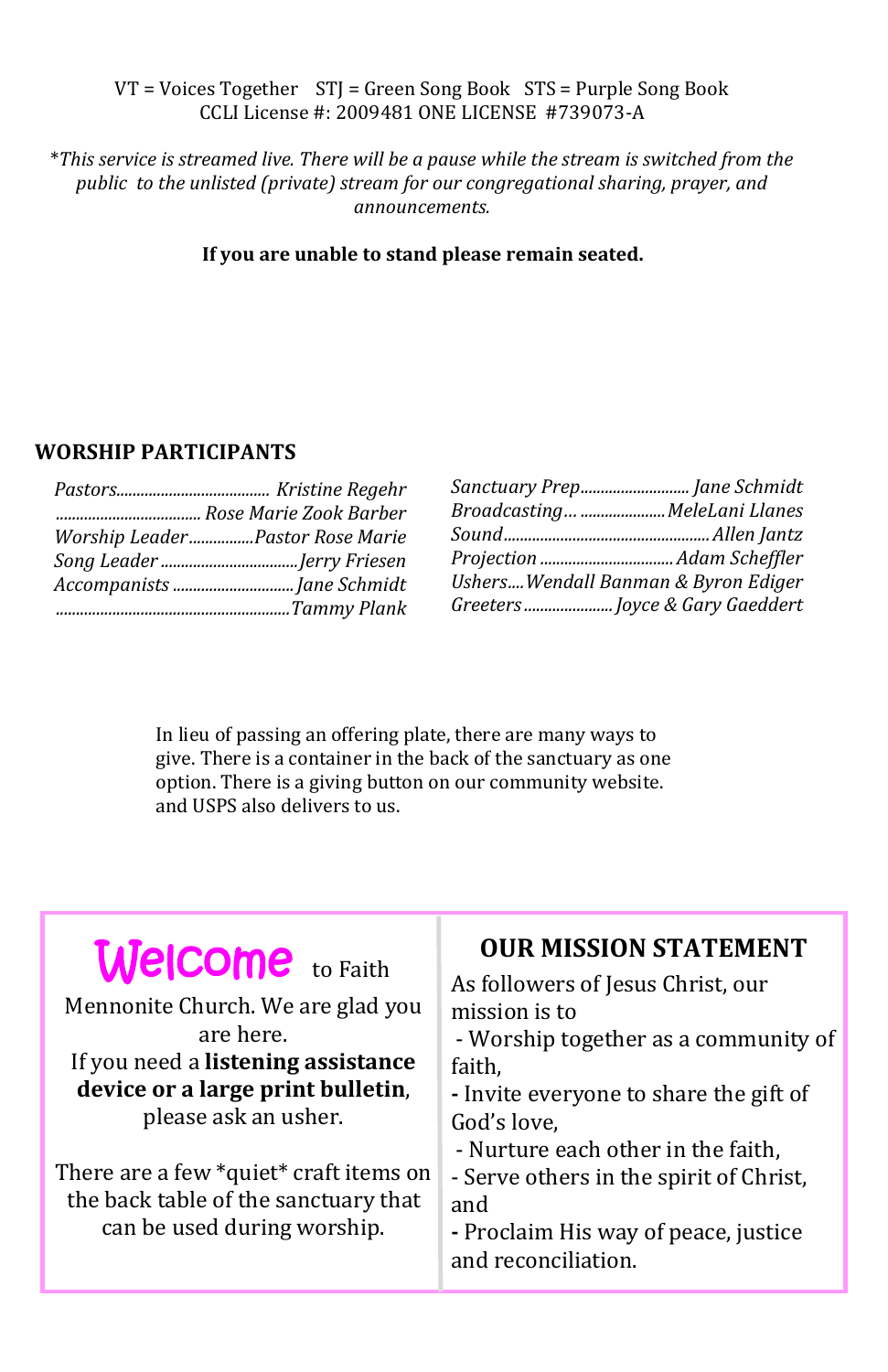VT = Voices Together  STJ = Green Song Book  STS = Purple Song Book
CCLI License #: 2009481 ONE LICENSE #739073-A

*\*This service is streamed live. There will be a pause while the stream is switched from the public to the unlisted (private) stream for our congregational sharing, prayer, and announcements.*

**If you are unable to stand please remain seated.**

## WORSHIP PARTICIPANTS

*Pastors*...................................... *Kristine Regehr*
.................................... *Rose Marie Zook Barber*
*Worship Leader*................*Pastor Rose Marie*
*Song Leader*..................................*Jerry Friesen*
*Accompanists*..............................*Jane Schmidt*
..........................................................*Tammy Plank*

*Sanctuary Prep*........................... *Jane Schmidt*
*Broadcasting*… .....................*MeleLani Llanes*
*Sound*...................................................*Allen Jantz*
*Projection*.................................*Adam Scheffler*
*Ushers*....*Wendall Banman & Byron Ediger*
*Greeters*......................*Joyce & Gary Gaeddert*

In lieu of passing an offering plate, there are many ways to give. There is a container in the back of the sanctuary as one option. There is a giving button on our community website. and USPS also delivers to us.

**Welcome** to Faith Mennonite Church. We are glad you are here.
If you need a **listening assistance device or a large print bulletin**, please ask an usher.

There are a few \*quiet\* craft items on the back table of the sanctuary that can be used during worship.

## OUR MISSION STATEMENT

As followers of Jesus Christ, our mission is to

- Worship together as a community of faith,
- Invite everyone to share the gift of God's love,
- Nurture each other in the faith,
- Serve others in the spirit of Christ, and
- Proclaim His way of peace, justice and reconciliation.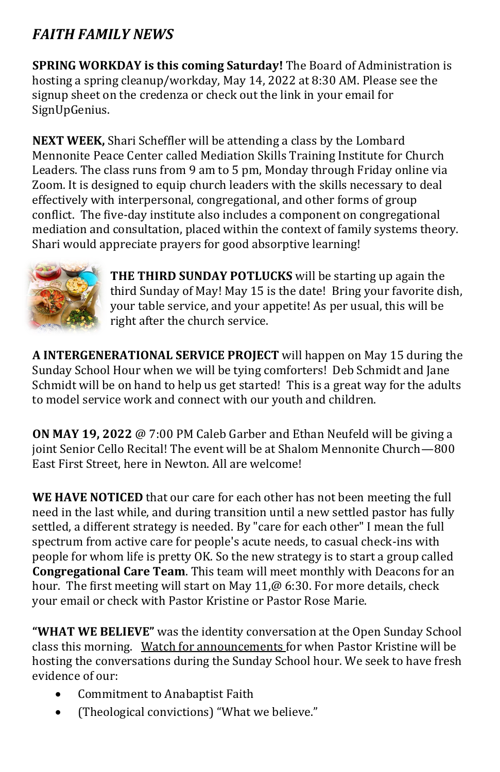## *FAITH FAMILY NEWS*

**SPRING WORKDAY is this coming Saturday!** The Board of Administration is hosting a spring cleanup/workday, May 14, 2022 at 8:30 AM. Please see the signup sheet on the credenza or check out the link in your email for SignUpGenius.

**NEXT WEEK,** Shari Scheffler will be attending a class by the Lombard Mennonite Peace Center called Mediation Skills Training Institute for Church Leaders. The class runs from 9 am to 5 pm, Monday through Friday online via Zoom. It is designed to equip church leaders with the skills necessary to deal effectively with interpersonal, congregational, and other forms of group conflict. The five-day institute also includes a component on congregational mediation and consultation, placed within the context of family systems theory. Shari would appreciate prayers for good absorptive learning!

**THE THIRD SUNDAY POTLUCKS** will be starting up again the third Sunday of May! May 15 is the date! Bring your favorite dish, your table service, and your appetite! As per usual, this will be right after the church service.

**A INTERGENERATIONAL SERVICE PROJECT** will happen on May 15 during the Sunday School Hour when we will be tying comforters! Deb Schmidt and Jane Schmidt will be on hand to help us get started! This is a great way for the adults to model service work and connect with our youth and children.

**ON MAY 19, 2022** @ 7:00 PM Caleb Garber and Ethan Neufeld will be giving a joint Senior Cello Recital! The event will be at Shalom Mennonite Church—800 East First Street, here in Newton. All are welcome!

**WE HAVE NOTICED** that our care for each other has not been meeting the full need in the last while, and during transition until a new settled pastor has fully settled, a different strategy is needed. By "care for each other" I mean the full spectrum from active care for people's acute needs, to casual check-ins with people for whom life is pretty OK. So the new strategy is to start a group called **Congregational Care Team**. This team will meet monthly with Deacons for an hour. The first meeting will start on May 11,@ 6:30. For more details, check your email or check with Pastor Kristine or Pastor Rose Marie.

**"WHAT WE BELIEVE"** was the identity conversation at the Open Sunday School class this morning. Watch for announcements for when Pastor Kristine will be hosting the conversations during the Sunday School hour. We seek to have fresh evidence of our:

- Commitment to Anabaptist Faith
- (Theological convictions) "What we believe."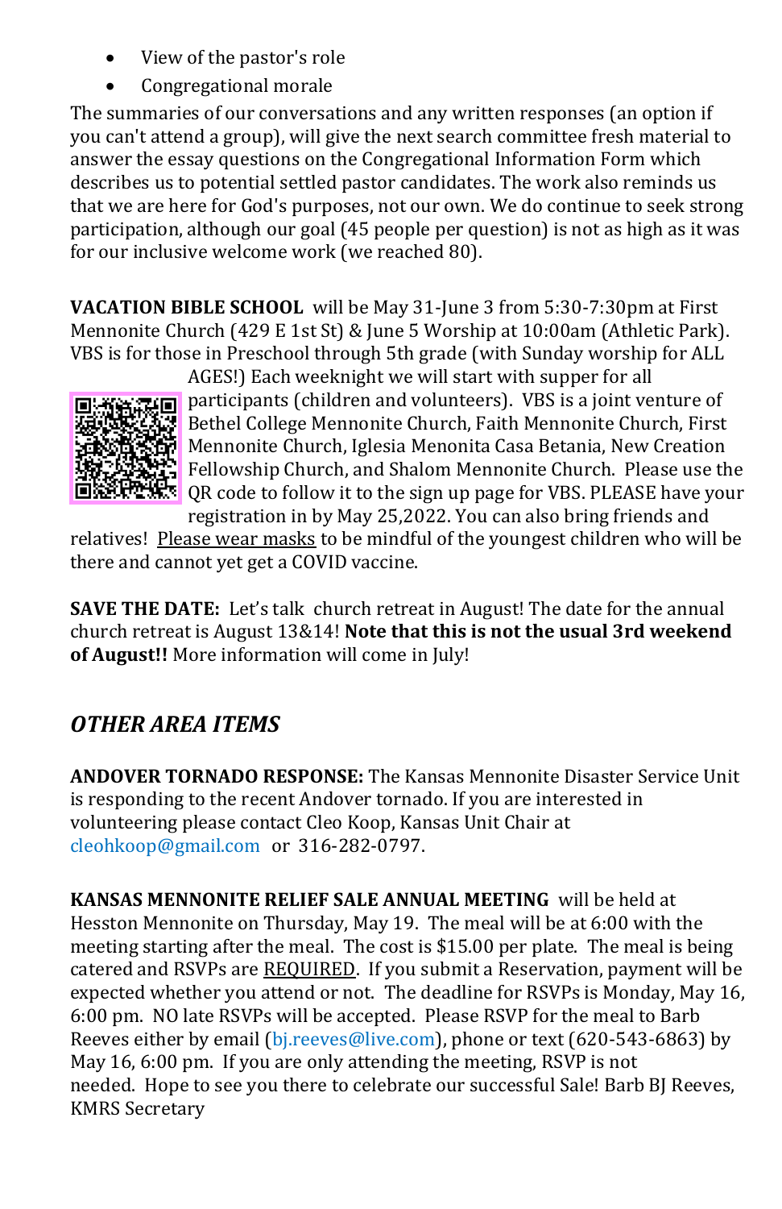- View of the pastor's role
- Congregational morale

The summaries of our conversations and any written responses (an option if you can't attend a group), will give the next search committee fresh material to answer the essay questions on the Congregational Information Form which describes us to potential settled pastor candidates. The work also reminds us that we are here for God's purposes, not our own. We do continue to seek strong participation, although our goal (45 people per question) is not as high as it was for our inclusive welcome work (we reached 80).

**VACATION BIBLE SCHOOL** will be May 31-June 3 from 5:30-7:30pm at First Mennonite Church (429 E 1st St) & June 5 Worship at 10:00am (Athletic Park). VBS is for those in Preschool through 5th grade (with Sunday worship for ALL AGES!) Each weeknight we will start with supper for all participants (children and volunteers). VBS is a joint venture of Bethel College Mennonite Church, Faith Mennonite Church, First Mennonite Church, Iglesia Menonita Casa Betania, New Creation Fellowship Church, and Shalom Mennonite Church. Please use the QR code to follow it to the sign up page for VBS. PLEASE have your registration in by May 25,2022. You can also bring friends and relatives! Please wear masks to be mindful of the youngest children who will be there and cannot yet get a COVID vaccine.

**SAVE THE DATE:** Let's talk church retreat in August! The date for the annual church retreat is August 13&14! **Note that this is not the usual 3rd weekend of August!!** More information will come in July!

## *OTHER AREA ITEMS*

**ANDOVER TORNADO RESPONSE:** The Kansas Mennonite Disaster Service Unit is responding to the recent Andover tornado. If you are interested in volunteering please contact Cleo Koop, Kansas Unit Chair at cleohkoop@gmail.com or 316-282-0797.

**KANSAS MENNONITE RELIEF SALE ANNUAL MEETING** will be held at Hesston Mennonite on Thursday, May 19. The meal will be at 6:00 with the meeting starting after the meal. The cost is $15.00 per plate. The meal is being catered and RSVPs are REQUIRED. If you submit a Reservation, payment will be expected whether you attend or not. The deadline for RSVPs is Monday, May 16, 6:00 pm. NO late RSVPs will be accepted. Please RSVP for the meal to Barb Reeves either by email (bj.reeves@live.com), phone or text (620-543-6863) by May 16, 6:00 pm. If you are only attending the meeting, RSVP is not needed. Hope to see you there to celebrate our successful Sale! Barb BJ Reeves, KMRS Secretary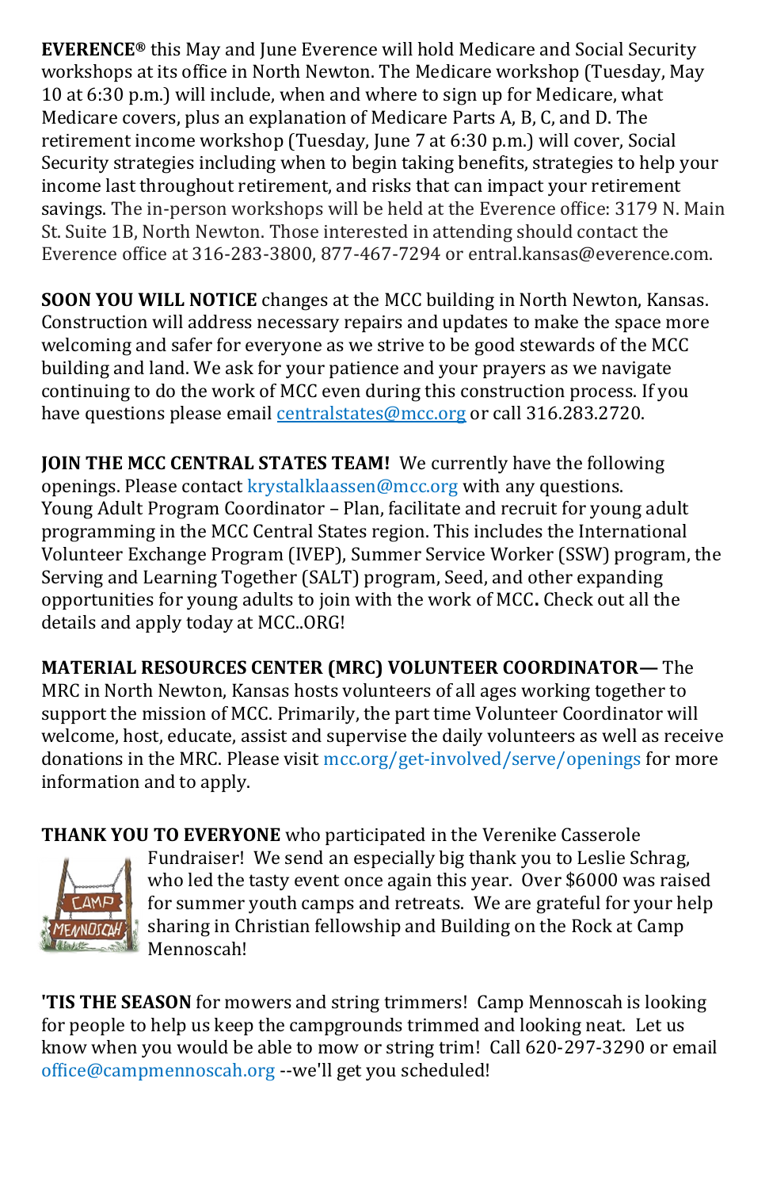**EVERENCE®** this May and June Everence will hold Medicare and Social Security workshops at its office in North Newton. The Medicare workshop (Tuesday, May 10 at 6:30 p.m.) will include, when and where to sign up for Medicare, what Medicare covers, plus an explanation of Medicare Parts A, B, C, and D. The retirement income workshop (Tuesday, June 7 at 6:30 p.m.) will cover, Social Security strategies including when to begin taking benefits, strategies to help your income last throughout retirement, and risks that can impact your retirement savings. The in-person workshops will be held at the Everence office: 3179 N. Main St. Suite 1B, North Newton. Those interested in attending should contact the Everence office at 316-283-3800, 877-467-7294 or entral.kansas@everence.com.

**SOON YOU WILL NOTICE** changes at the MCC building in North Newton, Kansas. Construction will address necessary repairs and updates to make the space more welcoming and safer for everyone as we strive to be good stewards of the MCC building and land. We ask for your patience and your prayers as we navigate continuing to do the work of MCC even during this construction process. If you have questions please email centralstates@mcc.org or call 316.283.2720.

**JOIN THE MCC CENTRAL STATES TEAM!** We currently have the following openings. Please contact krystalklaassen@mcc.org with any questions.
Young Adult Program Coordinator – Plan, facilitate and recruit for young adult programming in the MCC Central States region. This includes the International Volunteer Exchange Program (IVEP), Summer Service Worker (SSW) program, the Serving and Learning Together (SALT) program, Seed, and other expanding opportunities for young adults to join with the work of MCC**.** Check out all the details and apply today at MCC..ORG!

**MATERIAL RESOURCES CENTER (MRC) VOLUNTEER COORDINATOR—** The MRC in North Newton, Kansas hosts volunteers of all ages working together to support the mission of MCC. Primarily, the part time Volunteer Coordinator will welcome, host, educate, assist and supervise the daily volunteers as well as receive donations in the MRC. Please visit mcc.org/get-involved/serve/openings for more information and to apply.

**THANK YOU TO EVERYONE** who participated in the Verenike Casserole Fundraiser! We send an especially big thank you to Leslie Schrag, who led the tasty event once again this year. Over $6000 was raised for summer youth camps and retreats. We are grateful for your help sharing in Christian fellowship and Building on the Rock at Camp Mennoscah!

**'TIS THE SEASON** for mowers and string trimmers! Camp Mennoscah is looking for people to help us keep the campgrounds trimmed and looking neat. Let us know when you would be able to mow or string trim! Call 620-297-3290 or email office@campmennoscah.org --we'll get you scheduled!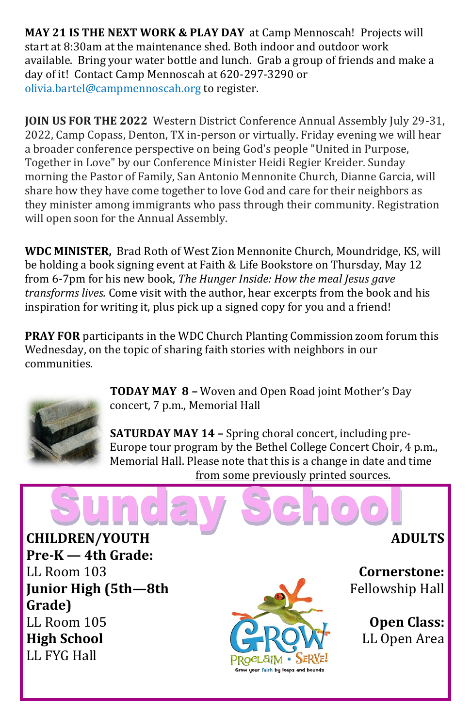**MAY 21 IS THE NEXT WORK & PLAY DAY** at Camp Mennoscah! Projects will start at 8:30am at the maintenance shed. Both indoor and outdoor work available. Bring your water bottle and lunch. Grab a group of friends and make a day of it! Contact Camp Mennoscah at 620-297-3290 or olivia.bartel@campmennoscah.org to register.

**JOIN US FOR THE 2022** Western District Conference Annual Assembly July 29-31, 2022, Camp Copass, Denton, TX in-person or virtually. Friday evening we will hear a broader conference perspective on being God's people "United in Purpose, Together in Love" by our Conference Minister Heidi Regier Kreider. Sunday morning the Pastor of Family, San Antonio Mennonite Church, Dianne Garcia, will share how they have come together to love God and care for their neighbors as they minister among immigrants who pass through their community. Registration will open soon for the Annual Assembly.

**WDC MINISTER,** Brad Roth of West Zion Mennonite Church, Moundridge, KS, will be holding a book signing event at Faith & Life Bookstore on Thursday, May 12 from 6-7pm for his new book, *The Hunger Inside: How the meal Jesus gave transforms lives.* Come visit with the author, hear excerpts from the book and his inspiration for writing it, plus pick up a signed copy for you and a friend!

**PRAY FOR** participants in the WDC Church Planting Commission zoom forum this Wednesday, on the topic of sharing faith stories with neighbors in our communities.

**TODAY MAY 8 –** Woven and Open Road joint Mother's Day concert, 7 p.m., Memorial Hall

**SATURDAY MAY 14 –** Spring choral concert, including pre-Europe tour program by the Bethel College Concert Choir, 4 p.m., Memorial Hall. Please note that this is a change in date and time from some previously printed sources.

# Sunday School

**CHILDREN/YOUTH**

**Pre-K — 4th Grade:**
LL Room 103

**Junior High (5th—8th Grade)**
LL Room 105

**High School**
LL FYG Hall

**ADULTS**

**Cornerstone:**
Fellowship Hall

**Open Class:**
LL Open Area

GROW PROCLAIM • SERVE! Grow your faith by leaps and bounds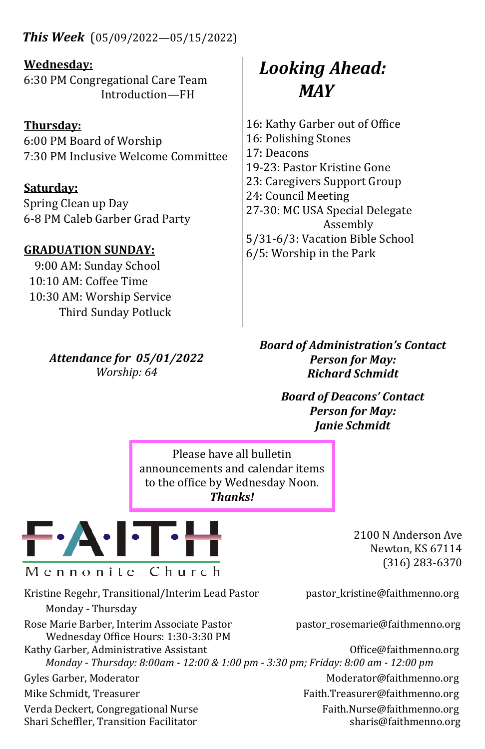***This Week*** (05/09/2022—05/15/2022)

**Wednesday:**
6:30 PM Congregational Care Team Introduction—FH

**Thursday:**
6:00 PM Board of Worship
7:30 PM Inclusive Welcome Committee

**Saturday:**
Spring Clean up Day
6-8 PM Caleb Garber Grad Party

**GRADUATION SUNDAY:**
9:00 AM: Sunday School
10:10 AM: Coffee Time
10:30 AM: Worship Service
Third Sunday Potluck

## *Looking Ahead: MAY*

16: Kathy Garber out of Office
16: Polishing Stones
17: Deacons
19-23: Pastor Kristine Gone
23: Caregivers Support Group
24: Council Meeting
27-30: MC USA Special Delegate Assembly
5/31-6/3: Vacation Bible School
6/5: Worship in the Park

***Attendance for 05/01/2022***
*Worship: 64*

***Board of Administration's Contact Person for May: Richard Schmidt***

***Board of Deacons' Contact Person for May: Janie Schmidt***

Please have all bulletin announcements and calendar items to the office by Wednesday Noon. ***Thanks!***

FAITH Mennonite Church

2100 N Anderson Ave
Newton, KS 67114
(316) 283-6370

Kristine Regehr, Transitional/Interim Lead Pastor — pastor_kristine@faithmenno.org
Monday - Thursday

Rose Marie Barber, Interim Associate Pastor — pastor_rosemarie@faithmenno.org
Wednesday Office Hours: 1:30-3:30 PM

Kathy Garber, Administrative Assistant — Office@faithmenno.org
*Monday - Thursday: 8:00am - 12:00 & 1:00 pm - 3:30 pm; Friday: 8:00 am - 12:00 pm*

Gyles Garber, Moderator — Moderator@faithmenno.org

Mike Schmidt, Treasurer — Faith.Treasurer@faithmenno.org

Verda Deckert, Congregational Nurse — Faith.Nurse@faithmenno.org

Shari Scheffler, Transition Facilitator — sharis@faithmenno.org